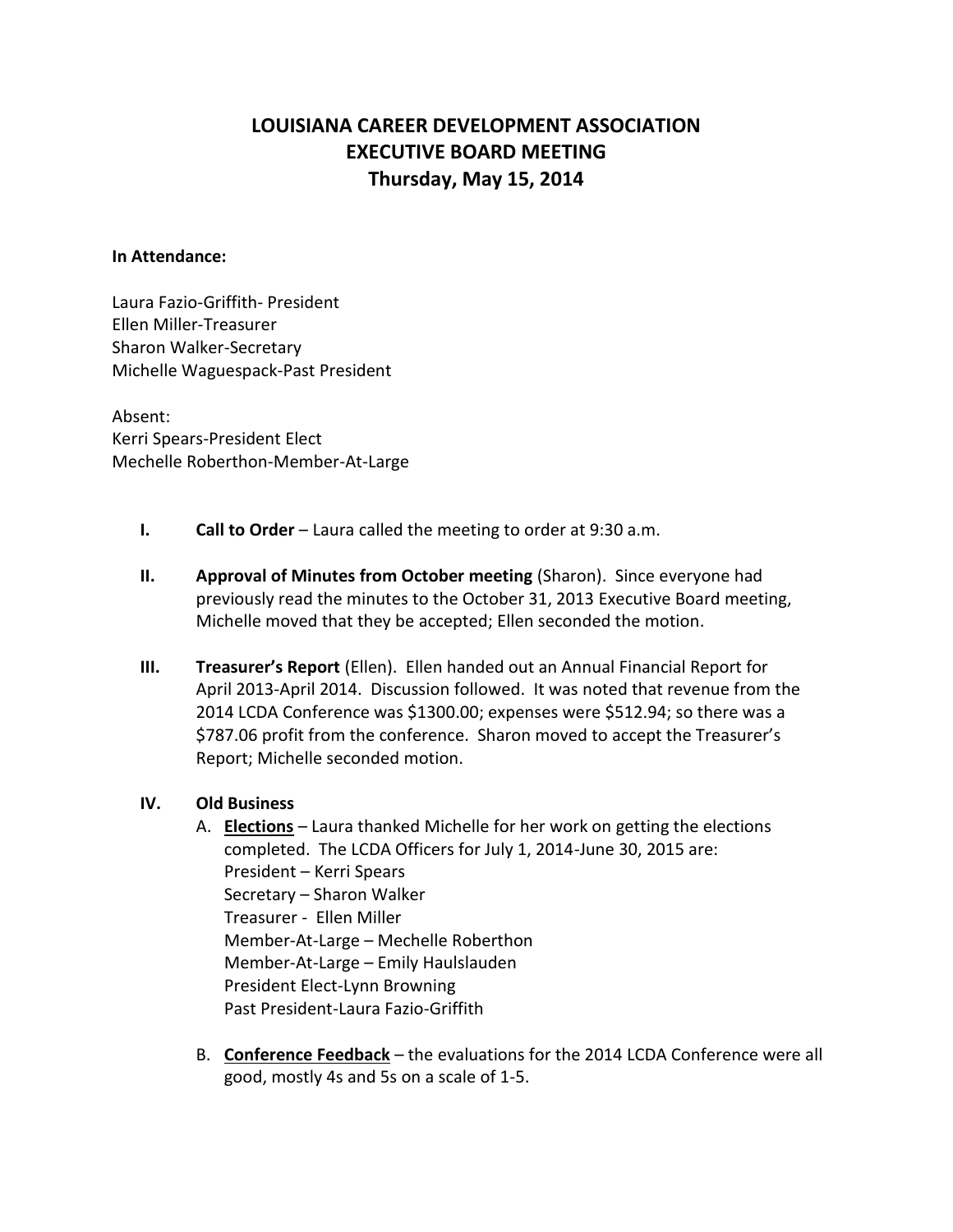# LOUISIANA CAREER DEVELOPMENT ASSOCIATION
# EXECUTIVE BOARD MEETING
# Thursday, May 15, 2014

**In Attendance:**

Laura Fazio-Griffith- President
Ellen Miller-Treasurer
Sharon Walker-Secretary
Michelle Waguespack-Past President

Absent:
Kerri Spears-President Elect
Mechelle Roberthon-Member-At-Large

- **I. Call to Order** – Laura called the meeting to order at 9:30 a.m.

- **II. Approval of Minutes from October meeting** (Sharon). Since everyone had previously read the minutes to the October 31, 2013 Executive Board meeting, Michelle moved that they be accepted; Ellen seconded the motion.

- **III. Treasurer's Report** (Ellen). Ellen handed out an Annual Financial Report for April 2013-April 2014. Discussion followed. It was noted that revenue from the 2014 LCDA Conference was $1300.00; expenses were $512.94; so there was a $787.06 profit from the conference. Sharon moved to accept the Treasurer's Report; Michelle seconded motion.

- **IV. Old Business**
  - A. **<u>Elections</u>** – Laura thanked Michelle for her work on getting the elections completed. The LCDA Officers for July 1, 2014-June 30, 2015 are:
    President – Kerri Spears
    Secretary – Sharon Walker
    Treasurer - Ellen Miller
    Member-At-Large – Mechelle Roberthon
    Member-At-Large – Emily Haulslauden
    President Elect-Lynn Browning
    Past President-Laura Fazio-Griffith

  - B. **<u>Conference Feedback</u>** – the evaluations for the 2014 LCDA Conference were all good, mostly 4s and 5s on a scale of 1-5.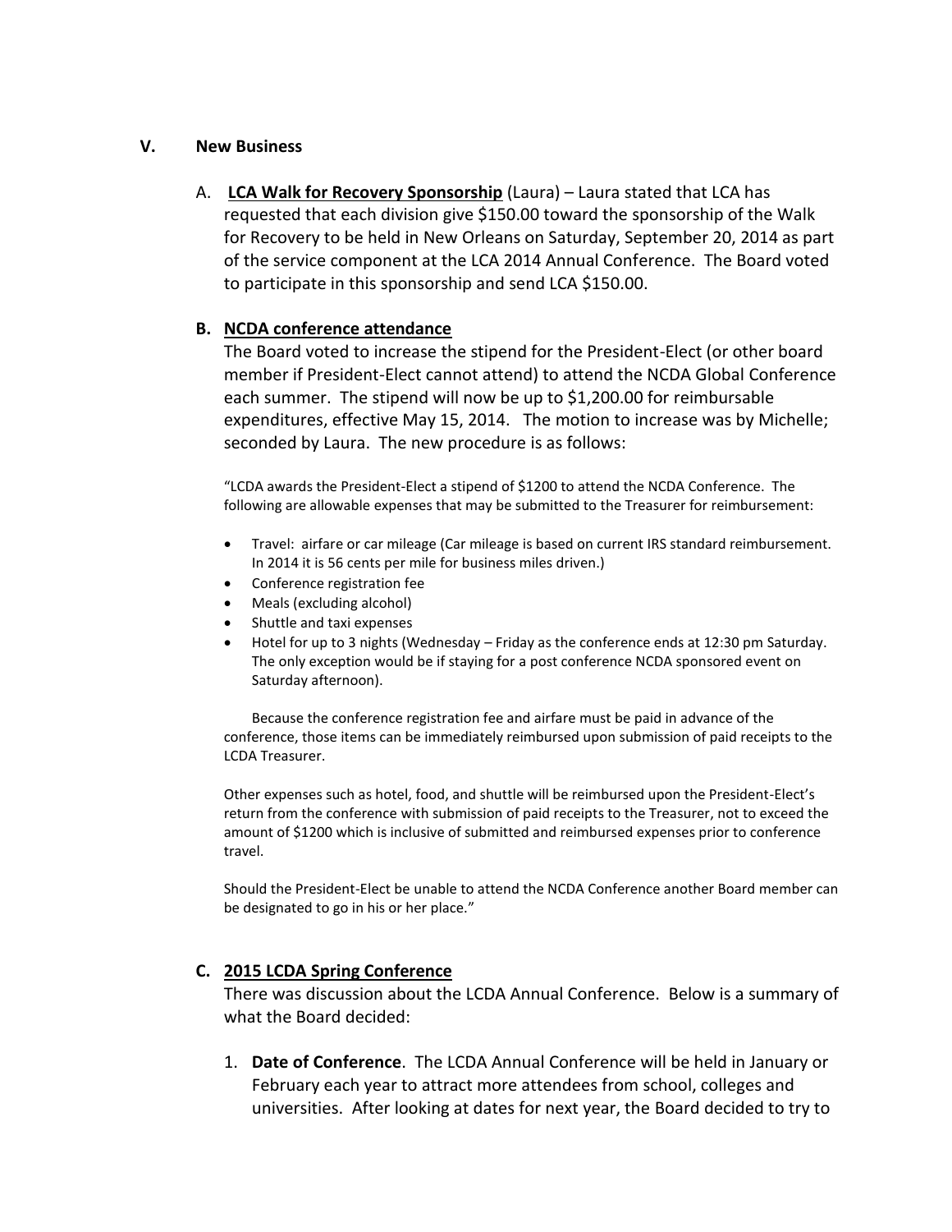## V. New Business

A. **LCA Walk for Recovery Sponsorship** (Laura) – Laura stated that LCA has requested that each division give $150.00 toward the sponsorship of the Walk for Recovery to be held in New Orleans on Saturday, September 20, 2014 as part of the service component at the LCA 2014 Annual Conference. The Board voted to participate in this sponsorship and send LCA $150.00.

**B. NCDA conference attendance**

The Board voted to increase the stipend for the President-Elect (or other board member if President-Elect cannot attend) to attend the NCDA Global Conference each summer. The stipend will now be up to $1,200.00 for reimbursable expenditures, effective May 15, 2014. The motion to increase was by Michelle; seconded by Laura. The new procedure is as follows:

"LCDA awards the President-Elect a stipend of $1200 to attend the NCDA Conference. The following are allowable expenses that may be submitted to the Treasurer for reimbursement:

- Travel: airfare or car mileage (Car mileage is based on current IRS standard reimbursement. In 2014 it is 56 cents per mile for business miles driven.)
- Conference registration fee
- Meals (excluding alcohol)
- Shuttle and taxi expenses
- Hotel for up to 3 nights (Wednesday – Friday as the conference ends at 12:30 pm Saturday. The only exception would be if staying for a post conference NCDA sponsored event on Saturday afternoon).

Because the conference registration fee and airfare must be paid in advance of the conference, those items can be immediately reimbursed upon submission of paid receipts to the LCDA Treasurer.

Other expenses such as hotel, food, and shuttle will be reimbursed upon the President-Elect's return from the conference with submission of paid receipts to the Treasurer, not to exceed the amount of $1200 which is inclusive of submitted and reimbursed expenses prior to conference travel.

Should the President-Elect be unable to attend the NCDA Conference another Board member can be designated to go in his or her place."

**C. 2015 LCDA Spring Conference**

There was discussion about the LCDA Annual Conference. Below is a summary of what the Board decided:

1. **Date of Conference**. The LCDA Annual Conference will be held in January or February each year to attract more attendees from school, colleges and universities. After looking at dates for next year, the Board decided to try to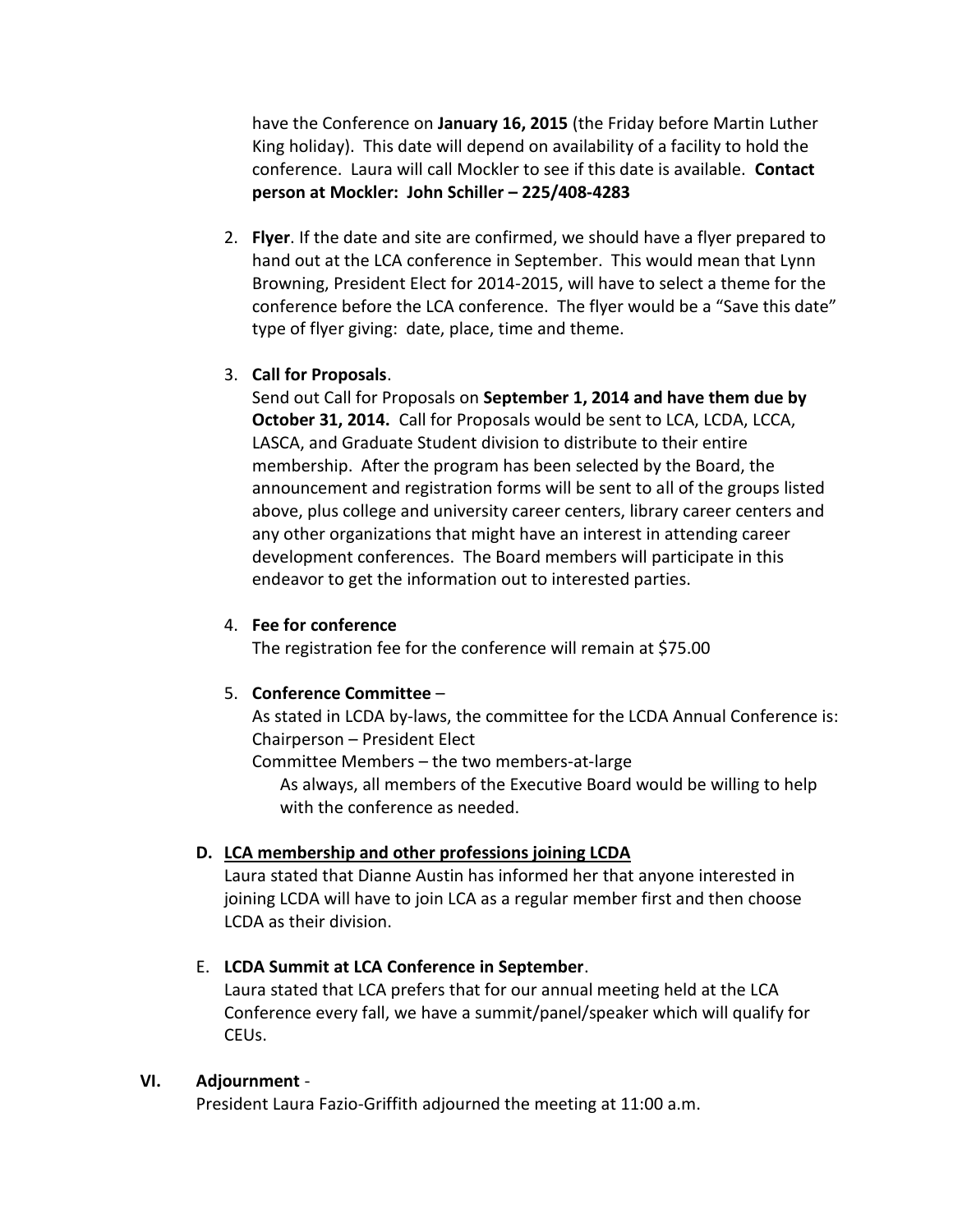have the Conference on **January 16, 2015** (the Friday before Martin Luther King holiday). This date will depend on availability of a facility to hold the conference. Laura will call Mockler to see if this date is available. **Contact person at Mockler: John Schiller – 225/408-4283**

2. **Flyer**. If the date and site are confirmed, we should have a flyer prepared to hand out at the LCA conference in September. This would mean that Lynn Browning, President Elect for 2014-2015, will have to select a theme for the conference before the LCA conference. The flyer would be a "Save this date" type of flyer giving: date, place, time and theme.

3. **Call for Proposals**.
   Send out Call for Proposals on **September 1, 2014 and have them due by October 31, 2014.** Call for Proposals would be sent to LCA, LCDA, LCCA, LASCA, and Graduate Student division to distribute to their entire membership. After the program has been selected by the Board, the announcement and registration forms will be sent to all of the groups listed above, plus college and university career centers, library career centers and any other organizations that might have an interest in attending career development conferences. The Board members will participate in this endeavor to get the information out to interested parties.

4. **Fee for conference**
   The registration fee for the conference will remain at $75.00

5. **Conference Committee** –
   As stated in LCDA by-laws, the committee for the LCDA Annual Conference is:
   Chairperson – President Elect
   Committee Members – the two members-at-large
   As always, all members of the Executive Board would be willing to help with the conference as needed.

**D. <u>LCA membership and other professions joining LCDA</u>**
Laura stated that Dianne Austin has informed her that anyone interested in joining LCDA will have to join LCA as a regular member first and then choose LCDA as their division.

E. **LCDA Summit at LCA Conference in September**.
Laura stated that LCA prefers that for our annual meeting held at the LCA Conference every fall, we have a summit/panel/speaker which will qualify for CEUs.

**VI. Adjournment** -
President Laura Fazio-Griffith adjourned the meeting at 11:00 a.m.